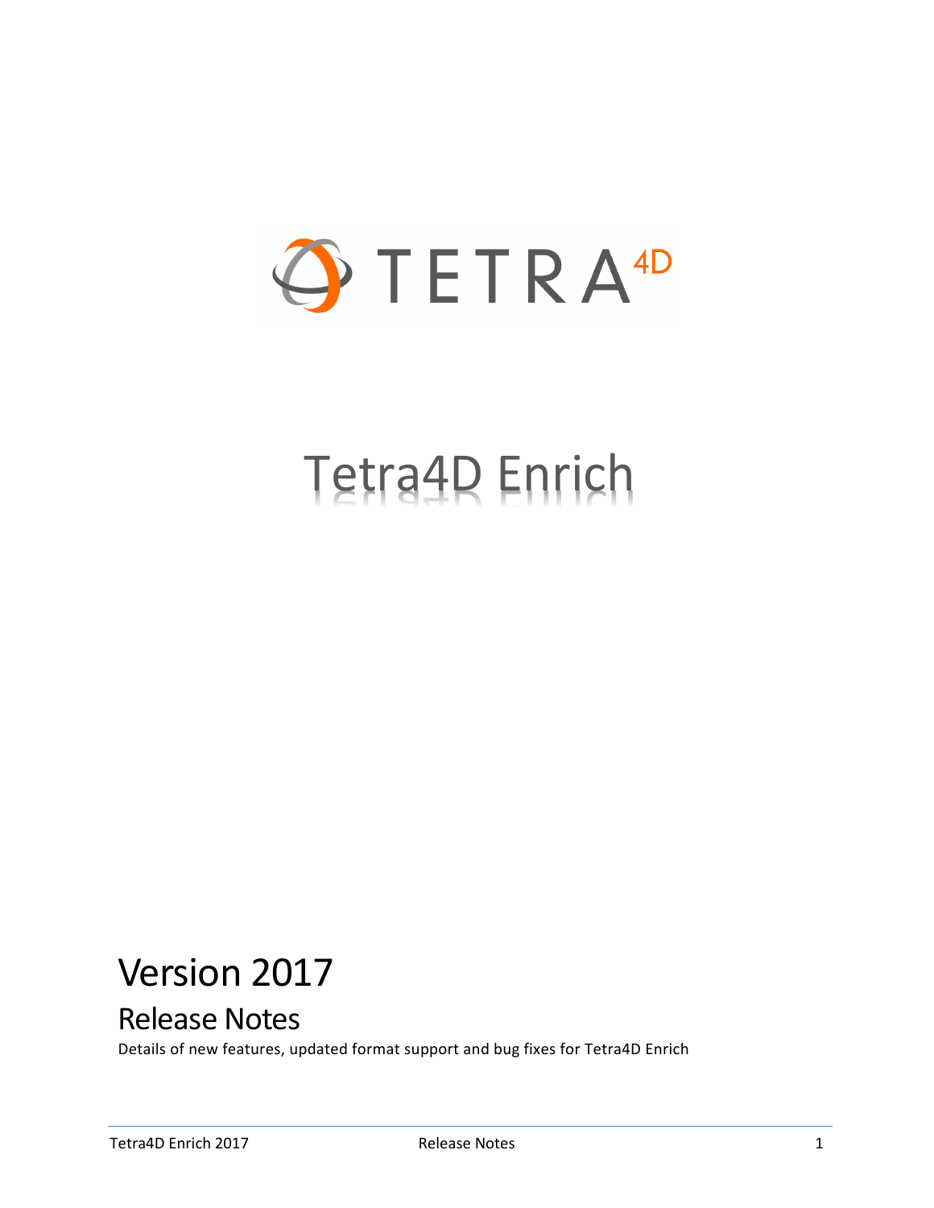TETRA4D

# Tetra4D Enrich

# Version 2017

## Release Notes

Details of new features, updated format support and bug fixes for Tetra4D Enrich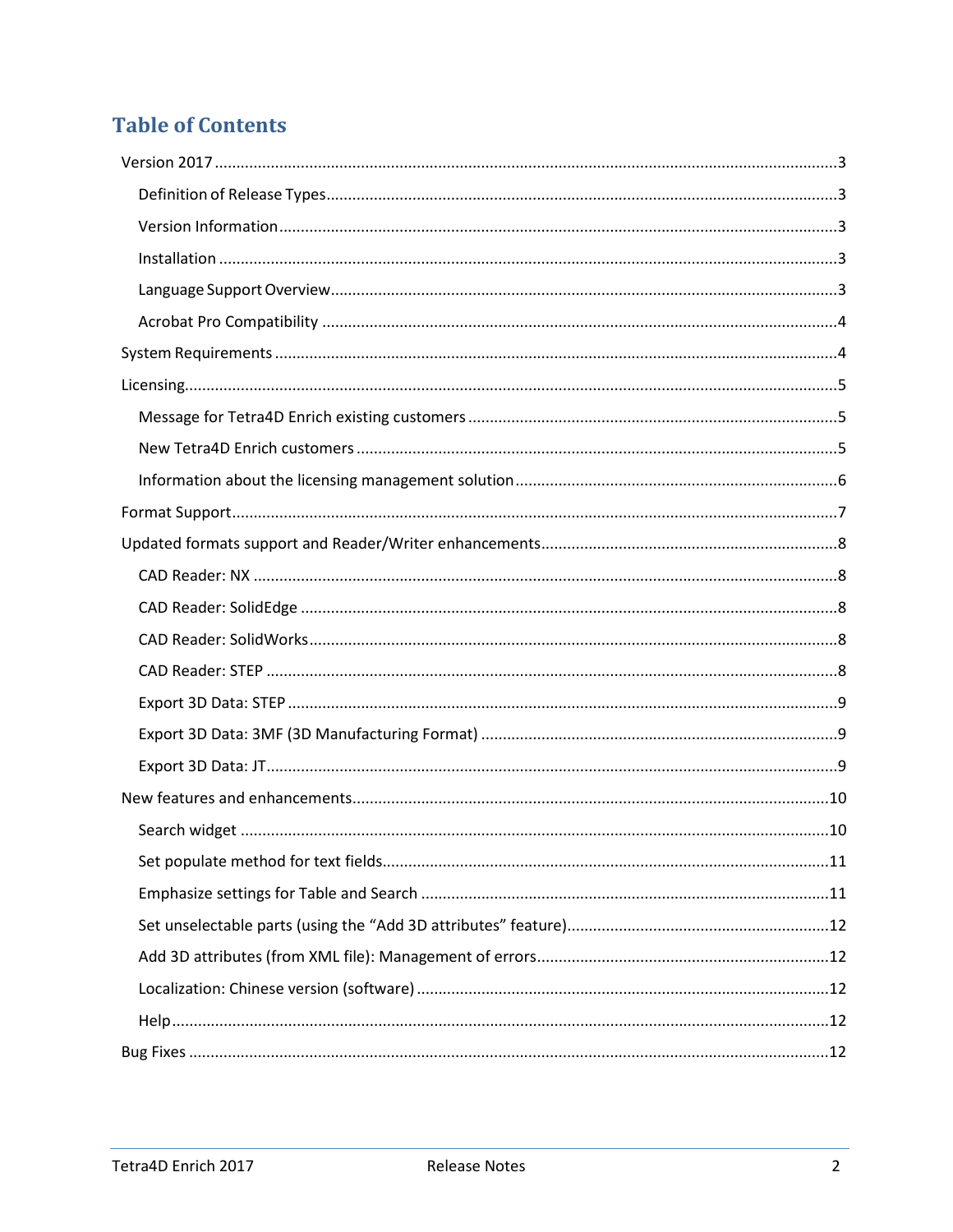# Table of Contents

- Version 2017 ... 3
  - Definition of Release Types ... 3
  - Version Information ... 3
  - Installation ... 3
  - Language Support Overview ... 3
  - Acrobat Pro Compatibility ... 4
- System Requirements ... 4
- Licensing ... 5
  - Message for Tetra4D Enrich existing customers ... 5
  - New Tetra4D Enrich customers ... 5
  - Information about the licensing management solution ... 6
- Format Support ... 7
- Updated formats support and Reader/Writer enhancements ... 8
  - CAD Reader: NX ... 8
  - CAD Reader: SolidEdge ... 8
  - CAD Reader: SolidWorks ... 8
  - CAD Reader: STEP ... 8
  - Export 3D Data: STEP ... 9
  - Export 3D Data: 3MF (3D Manufacturing Format) ... 9
  - Export 3D Data: JT ... 9
- New features and enhancements ... 10
  - Search widget ... 10
  - Set populate method for text fields ... 11
  - Emphasize settings for Table and Search ... 11
  - Set unselectable parts (using the "Add 3D attributes" feature) ... 12
  - Add 3D attributes (from XML file): Management of errors ... 12
  - Localization: Chinese version (software) ... 12
  - Help ... 12
- Bug Fixes ... 12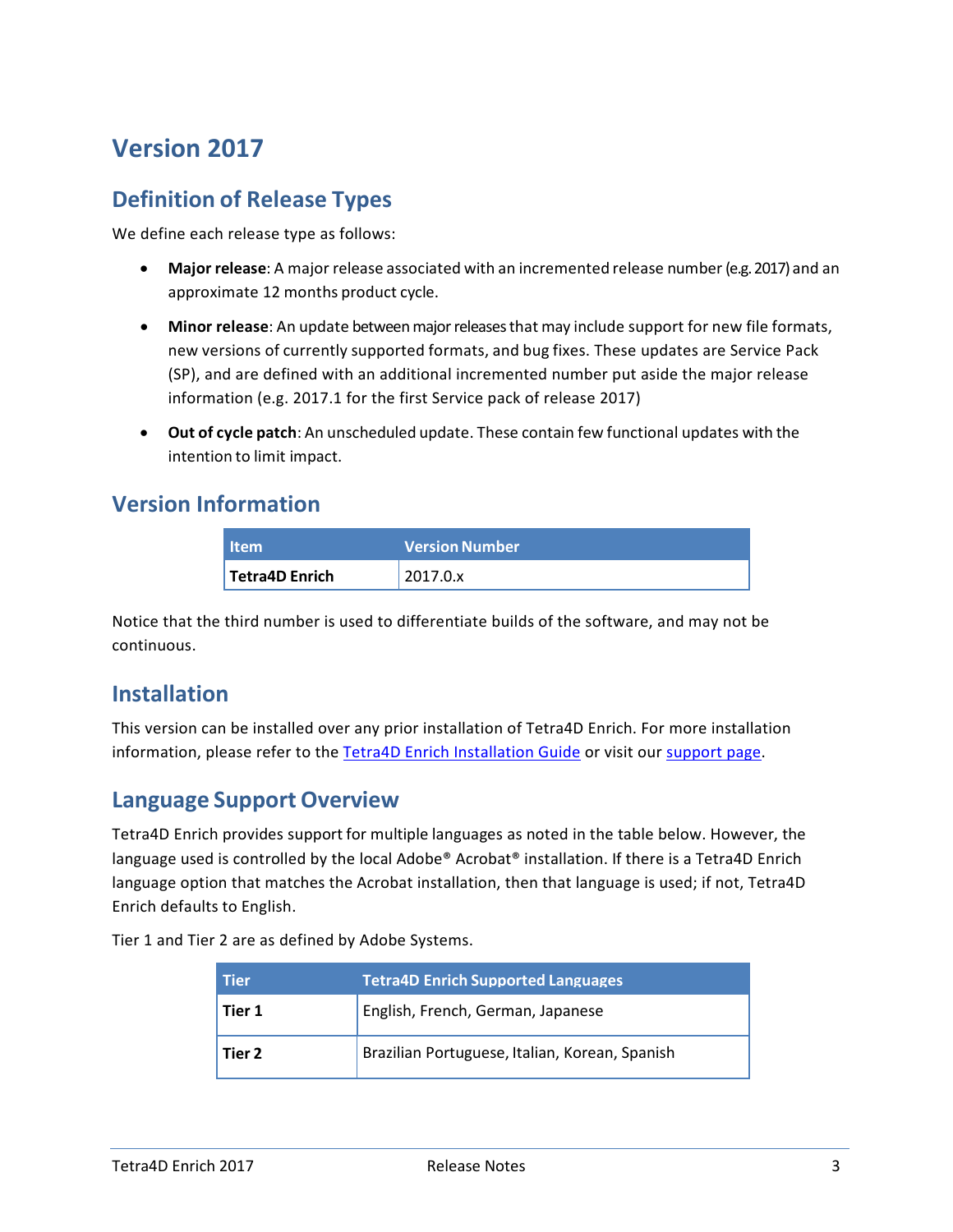# Version 2017

## Definition of Release Types

We define each release type as follows:

- **Major release**: A major release associated with an incremented release number (e.g. 2017) and an approximate 12 months product cycle.
- **Minor release**: An update between major releases that may include support for new file formats, new versions of currently supported formats, and bug fixes. These updates are Service Pack (SP), and are defined with an additional incremented number put aside the major release information (e.g. 2017.1 for the first Service pack of release 2017)
- **Out of cycle patch**: An unscheduled update. These contain few functional updates with the intention to limit impact.

## Version Information

| Item | Version Number |
|---|---|
| **Tetra4D Enrich** | 2017.0.x |

Notice that the third number is used to differentiate builds of the software, and may not be continuous.

## Installation

This version can be installed over any prior installation of Tetra4D Enrich. For more installation information, please refer to the Tetra4D Enrich Installation Guide or visit our support page.

## Language Support Overview

Tetra4D Enrich provides support for multiple languages as noted in the table below. However, the language used is controlled by the local Adobe® Acrobat® installation. If there is a Tetra4D Enrich language option that matches the Acrobat installation, then that language is used; if not, Tetra4D Enrich defaults to English.

Tier 1 and Tier 2 are as defined by Adobe Systems.

| Tier | Tetra4D Enrich Supported Languages |
|---|---|
| **Tier 1** | English, French, German, Japanese |
| **Tier 2** | Brazilian Portuguese, Italian, Korean, Spanish |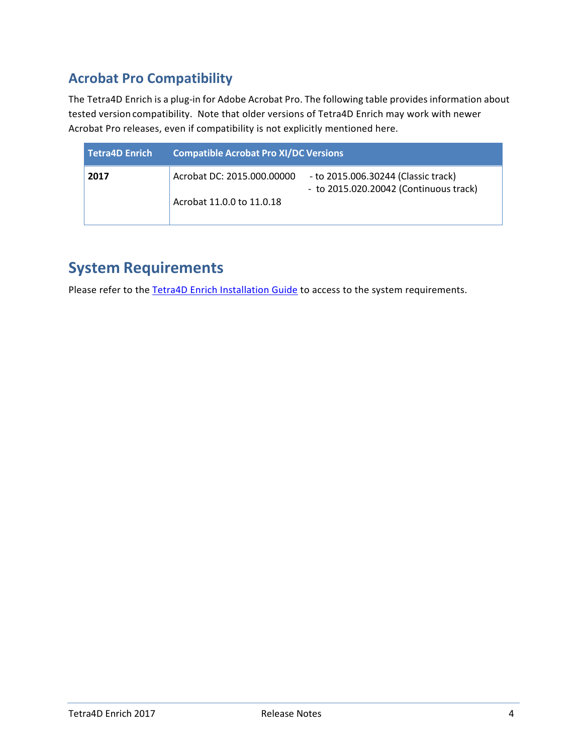## Acrobat Pro Compatibility

The Tetra4D Enrich is a plug-in for Adobe Acrobat Pro. The following table provides information about tested version compatibility. Note that older versions of Tetra4D Enrich may work with newer Acrobat Pro releases, even if compatibility is not explicitly mentioned here.

| Tetra4D Enrich | Compatible Acrobat Pro XI/DC Versions |
|---|---|
| **2017** | Acrobat DC: 2015.000.00000 - to 2015.006.30244 (Classic track) - to 2015.020.20042 (Continuous track)<br><br>Acrobat 11.0.0 to 11.0.18 |

# System Requirements

Please refer to the Tetra4D Enrich Installation Guide to access to the system requirements.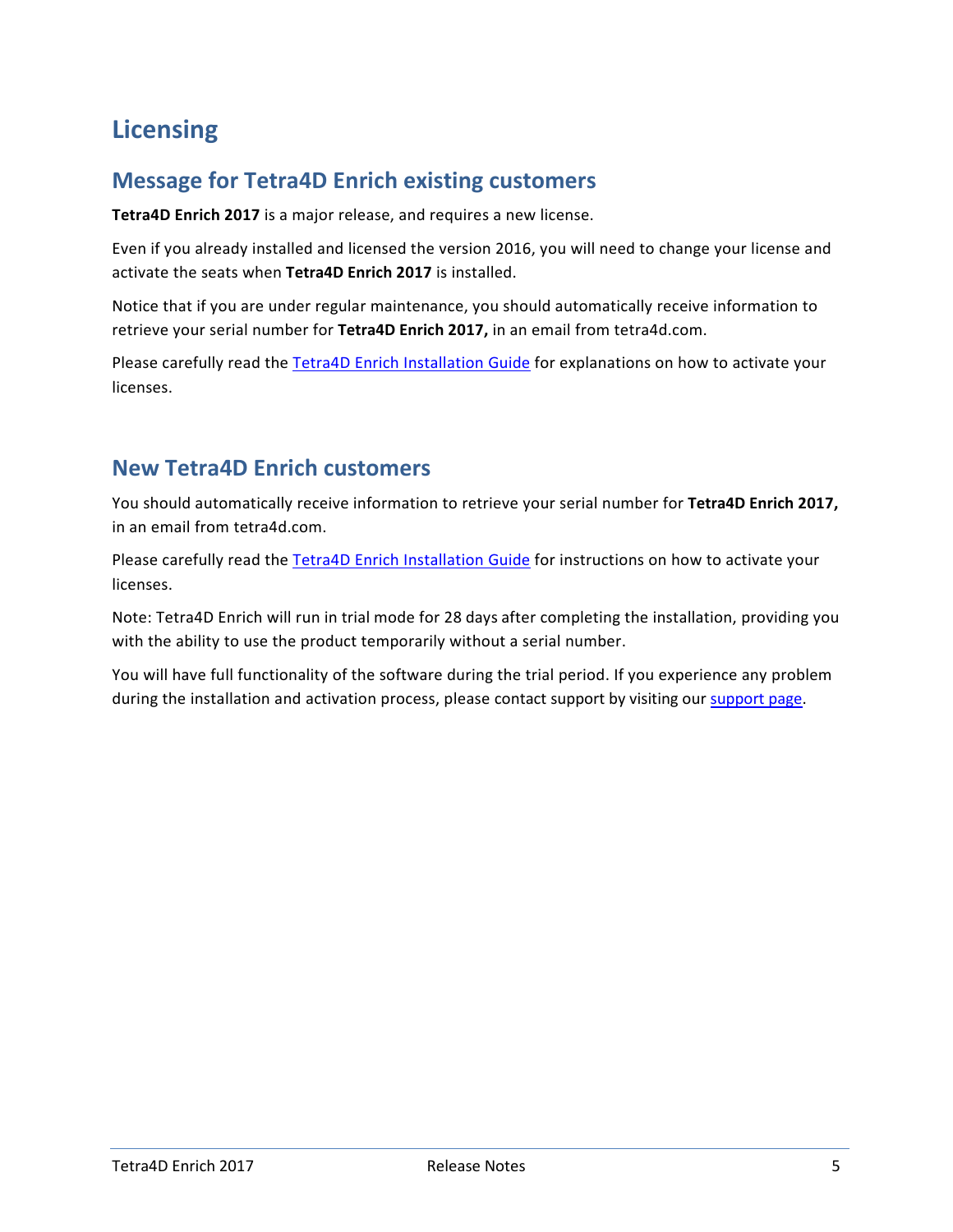# Licensing

## Message for Tetra4D Enrich existing customers

**Tetra4D Enrich 2017** is a major release, and requires a new license.

Even if you already installed and licensed the version 2016, you will need to change your license and activate the seats when **Tetra4D Enrich 2017** is installed.

Notice that if you are under regular maintenance, you should automatically receive information to retrieve your serial number for **Tetra4D Enrich 2017,** in an email from tetra4d.com.

Please carefully read the Tetra4D Enrich Installation Guide for explanations on how to activate your licenses.

## New Tetra4D Enrich customers

You should automatically receive information to retrieve your serial number for **Tetra4D Enrich 2017,** in an email from tetra4d.com.

Please carefully read the Tetra4D Enrich Installation Guide for instructions on how to activate your licenses.

Note: Tetra4D Enrich will run in trial mode for 28 days after completing the installation, providing you with the ability to use the product temporarily without a serial number.

You will have full functionality of the software during the trial period. If you experience any problem during the installation and activation process, please contact support by visiting our support page.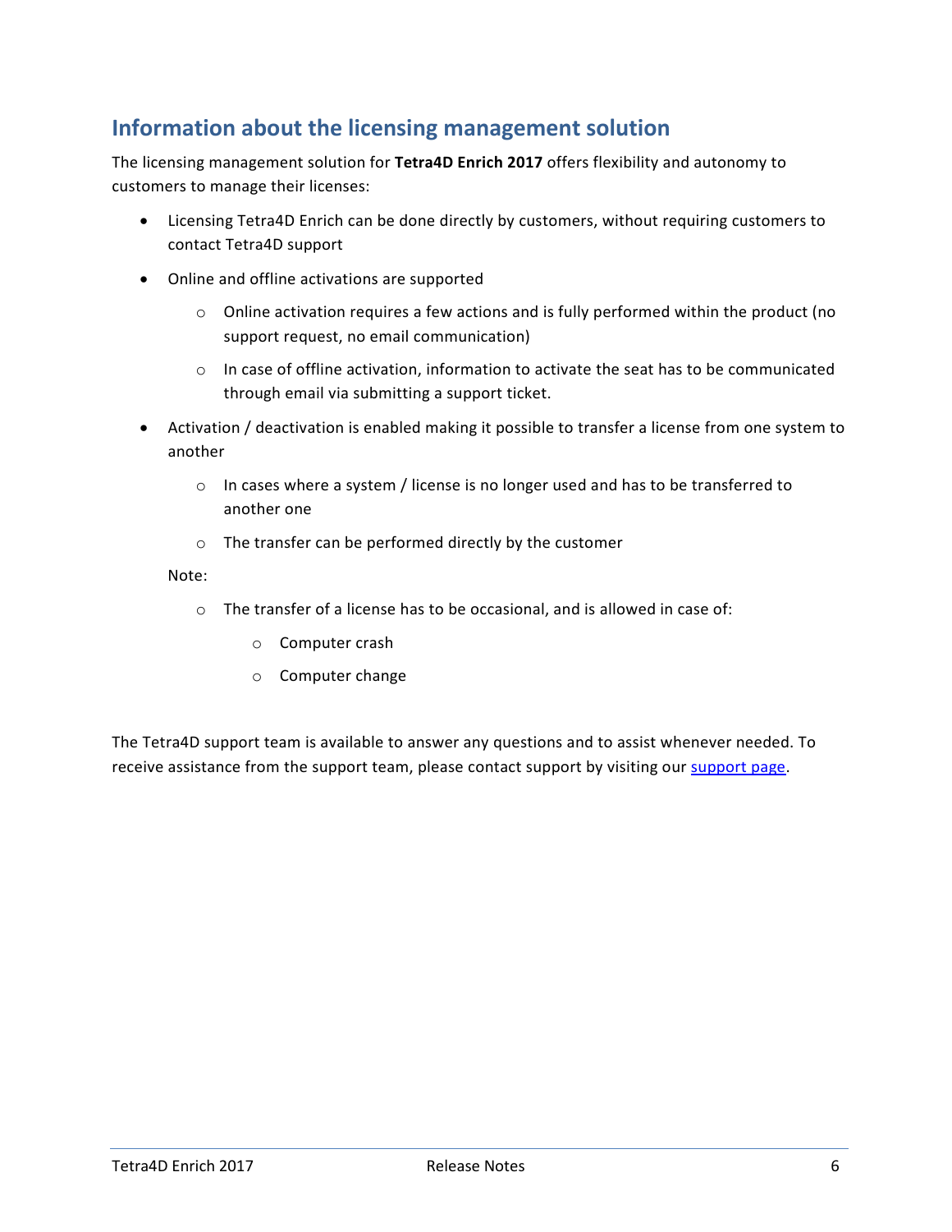## Information about the licensing management solution

The licensing management solution for **Tetra4D Enrich 2017** offers flexibility and autonomy to customers to manage their licenses:

- Licensing Tetra4D Enrich can be done directly by customers, without requiring customers to contact Tetra4D support
- Online and offline activations are supported
  - Online activation requires a few actions and is fully performed within the product (no support request, no email communication)
  - In case of offline activation, information to activate the seat has to be communicated through email via submitting a support ticket.
- Activation / deactivation is enabled making it possible to transfer a license from one system to another
  - In cases where a system / license is no longer used and has to be transferred to another one
  - The transfer can be performed directly by the customer

  Note:

  - The transfer of a license has to be occasional, and is allowed in case of:
    - Computer crash
    - Computer change

The Tetra4D support team is available to answer any questions and to assist whenever needed. To receive assistance from the support team, please contact support by visiting our support page.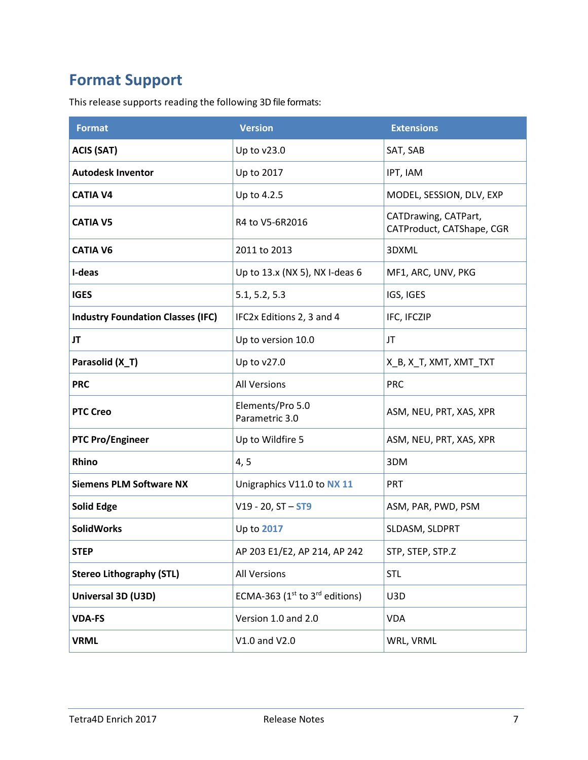## Format Support

This release supports reading the following 3D file formats:

| Format | Version | Extensions |
|---|---|---|
| **ACIS (SAT)** | Up to v23.0 | SAT, SAB |
| **Autodesk Inventor** | Up to 2017 | IPT, IAM |
| **CATIA V4** | Up to 4.2.5 | MODEL, SESSION, DLV, EXP |
| **CATIA V5** | R4 to V5-6R2016 | CATDrawing, CATPart, CATProduct, CATShape, CGR |
| **CATIA V6** | 2011 to 2013 | 3DXML |
| **I-deas** | Up to 13.x (NX 5), NX I-deas 6 | MF1, ARC, UNV, PKG |
| **IGES** | 5.1, 5.2, 5.3 | IGS, IGES |
| **Industry Foundation Classes (IFC)** | IFC2x Editions 2, 3 and 4 | IFC, IFCZIP |
| **JT** | Up to version 10.0 | JT |
| **Parasolid (X_T)** | Up to v27.0 | X_B, X_T, XMT, XMT_TXT |
| **PRC** | All Versions | PRC |
| **PTC Creo** | Elements/Pro 5.0 Parametric 3.0 | ASM, NEU, PRT, XAS, XPR |
| **PTC Pro/Engineer** | Up to Wildfire 5 | ASM, NEU, PRT, XAS, XPR |
| **Rhino** | 4, 5 | 3DM |
| **Siemens PLM Software NX** | Unigraphics V11.0 to **NX 11** | PRT |
| **Solid Edge** | V19 - 20, ST – **ST9** | ASM, PAR, PWD, PSM |
| **SolidWorks** | Up to **2017** | SLDASM, SLDPRT |
| **STEP** | AP 203 E1/E2, AP 214, AP 242 | STP, STEP, STP.Z |
| **Stereo Lithography (STL)** | All Versions | STL |
| **Universal 3D (U3D)** | ECMA-363 (1st to 3rd editions) | U3D |
| **VDA-FS** | Version 1.0 and 2.0 | VDA |
| **VRML** | V1.0 and V2.0 | WRL, VRML |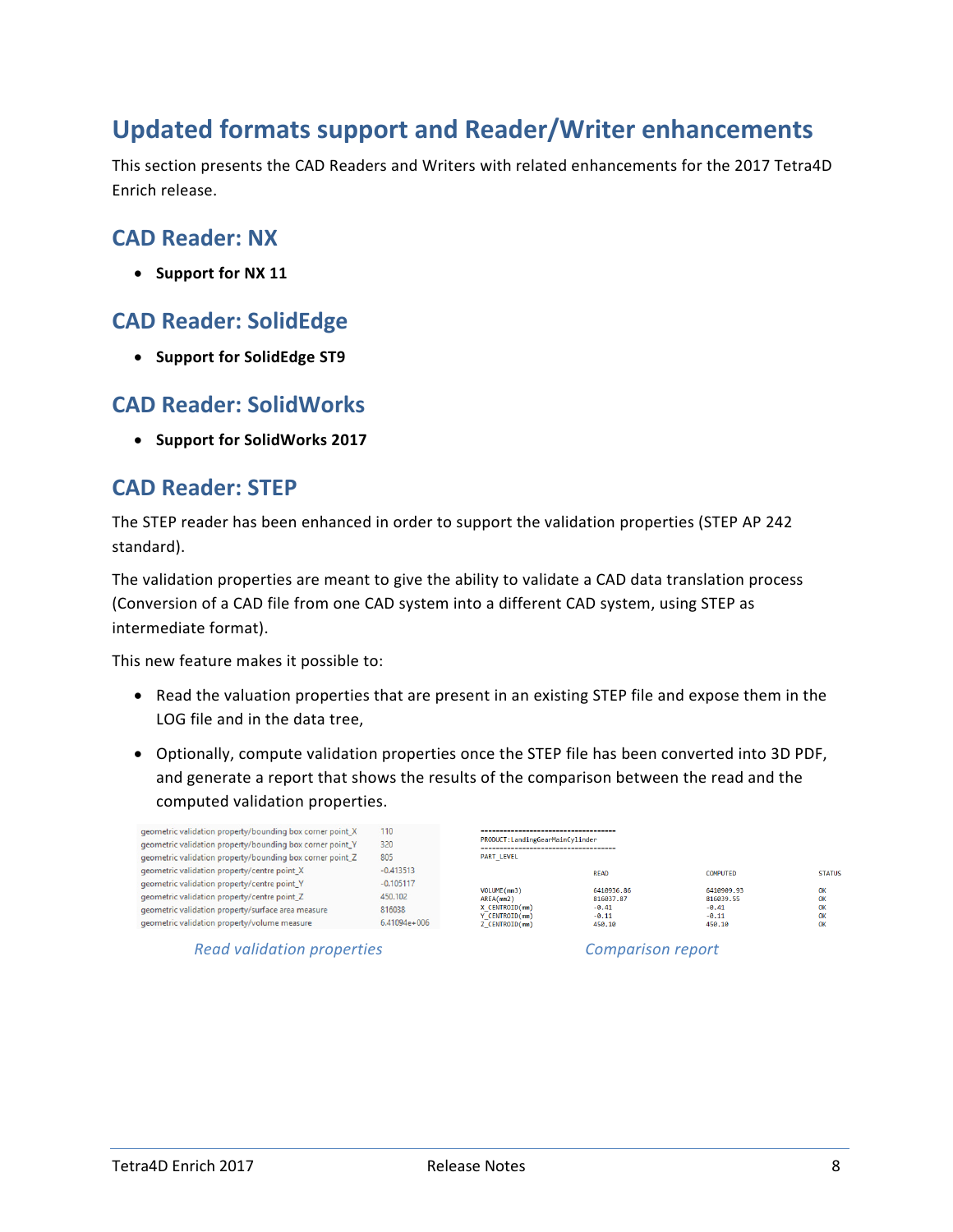# Updated formats support and Reader/Writer enhancements

This section presents the CAD Readers and Writers with related enhancements for the 2017 Tetra4D Enrich release.

## CAD Reader: NX

- **Support for NX 11**

## CAD Reader: SolidEdge

- **Support for SolidEdge ST9**

## CAD Reader: SolidWorks

- **Support for SolidWorks 2017**

## CAD Reader: STEP

The STEP reader has been enhanced in order to support the validation properties (STEP AP 242 standard).

The validation properties are meant to give the ability to validate a CAD data translation process (Conversion of a CAD file from one CAD system into a different CAD system, using STEP as intermediate format).

This new feature makes it possible to:

- Read the valuation properties that are present in an existing STEP file and expose them in the LOG file and in the data tree,
- Optionally, compute validation properties once the STEP file has been converted into 3D PDF, and generate a report that shows the results of the comparison between the read and the computed validation properties.

| | |
|---|---|
| geometric validation property/bounding box corner point_X | 110 |
| geometric validation property/bounding box corner point_Y | 320 |
| geometric validation property/bounding box corner point_Z | 805 |
| geometric validation property/centre point_X | -0.413513 |
| geometric validation property/centre point_Y | -0.105117 |
| geometric validation property/centre point_Z | 450.102 |
| geometric validation property/surface area measure | 816038 |
| geometric validation property/volume measure | 6.41094e+006 |

*Read validation properties*

```
------------------------------------
PRODUCT:LandingGearMainCylinder
------------------------------------
PART_LEVEL
                 READ          COMPUTED       STATUS

VOLUME(mm3)      6410936.86    6410909.93     OK
AREA(mm2)        816037.87     816039.55      OK
X_CENTROID(mm)   -0.41         -0.41          OK
Y_CENTROID(mm)   -0.11         -0.11          OK
Z_CENTROID(mm)   450.10        450.10         OK
```

*Comparison report*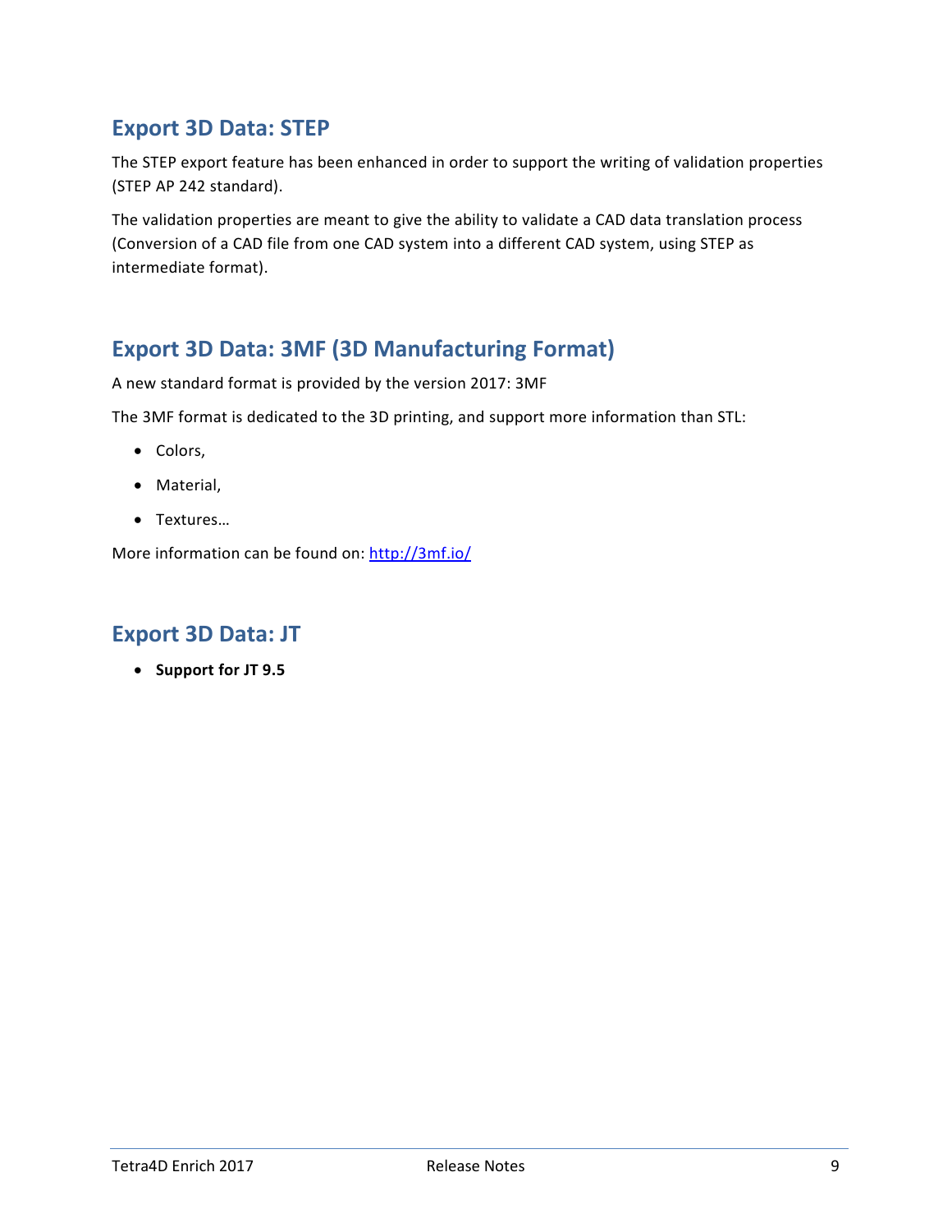## Export 3D Data: STEP

The STEP export feature has been enhanced in order to support the writing of validation properties (STEP AP 242 standard).

The validation properties are meant to give the ability to validate a CAD data translation process (Conversion of a CAD file from one CAD system into a different CAD system, using STEP as intermediate format).

## Export 3D Data: 3MF (3D Manufacturing Format)

A new standard format is provided by the version 2017: 3MF

The 3MF format is dedicated to the 3D printing, and support more information than STL:

- Colors,
- Material,
- Textures…

More information can be found on: [http://3mf.io/](http://3mf.io/)

## Export 3D Data: JT

- **Support for JT 9.5**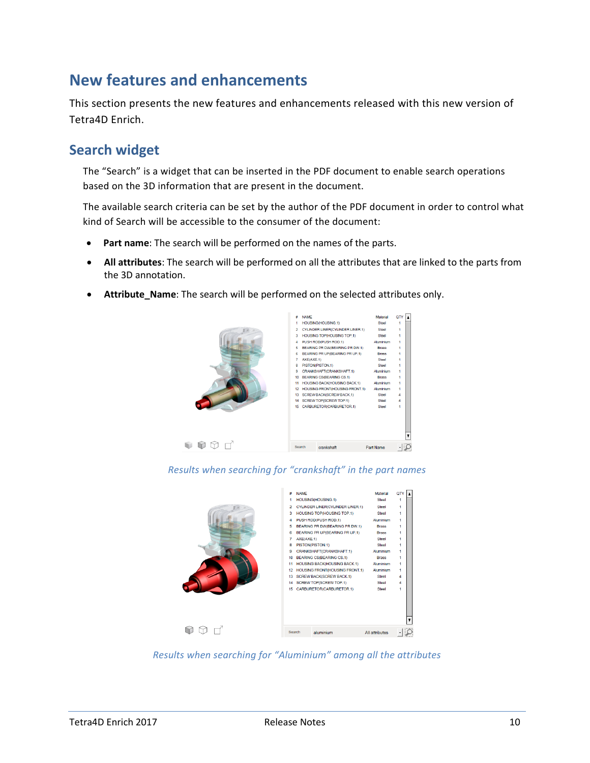# New features and enhancements

This section presents the new features and enhancements released with this new version of Tetra4D Enrich.

## Search widget

The “Search” is a widget that can be inserted in the PDF document to enable search operations based on the 3D information that are present in the document.

The available search criteria can be set by the author of the PDF document in order to control what kind of Search will be accessible to the consumer of the document:

- **Part name**: The search will be performed on the names of the parts.
- **All attributes**: The search will be performed on all the attributes that are linked to the parts from the 3D annotation.
- **Attribute_Name**: The search will be performed on the selected attributes only.

*Results when searching for “crankshaft” in the part names*

*Results when searching for “Aluminium” among all the attributes*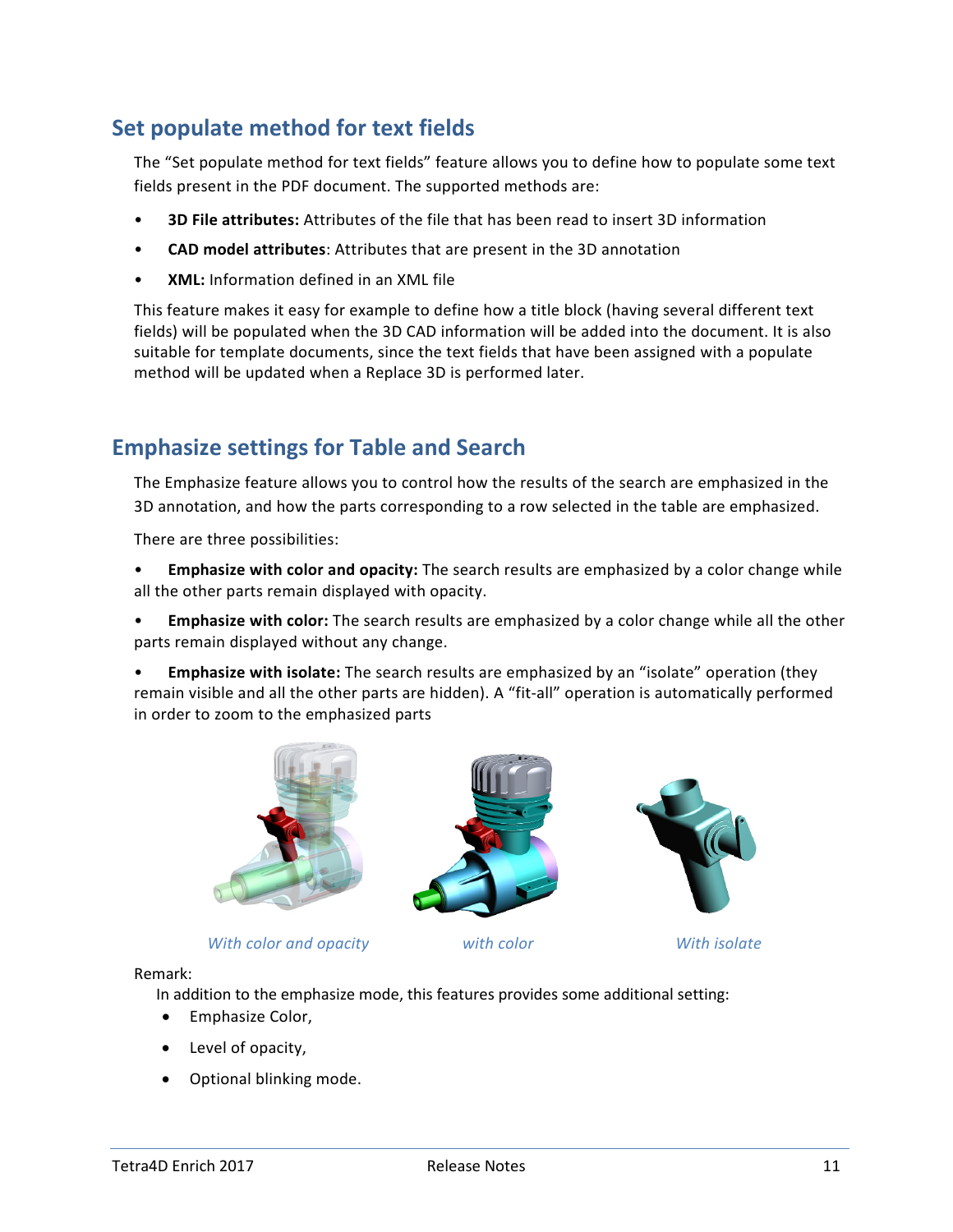## Set populate method for text fields

The "Set populate method for text fields" feature allows you to define how to populate some text fields present in the PDF document. The supported methods are:

- **3D File attributes:** Attributes of the file that has been read to insert 3D information
- **CAD model attributes**: Attributes that are present in the 3D annotation
- **XML:** Information defined in an XML file

This feature makes it easy for example to define how a title block (having several different text fields) will be populated when the 3D CAD information will be added into the document. It is also suitable for template documents, since the text fields that have been assigned with a populate method will be updated when a Replace 3D is performed later.

## Emphasize settings for Table and Search

The Emphasize feature allows you to control how the results of the search are emphasized in the 3D annotation, and how the parts corresponding to a row selected in the table are emphasized.

There are three possibilities:

- **Emphasize with color and opacity:** The search results are emphasized by a color change while all the other parts remain displayed with opacity.
- **Emphasize with color:** The search results are emphasized by a color change while all the other parts remain displayed without any change.
- **Emphasize with isolate:** The search results are emphasized by an "isolate" operation (they remain visible and all the other parts are hidden). A "fit-all" operation is automatically performed in order to zoom to the emphasized parts

*With color and opacity* *with color* *With isolate*

Remark:

In addition to the emphasize mode, this features provides some additional setting:

- Emphasize Color,
- Level of opacity,
- Optional blinking mode.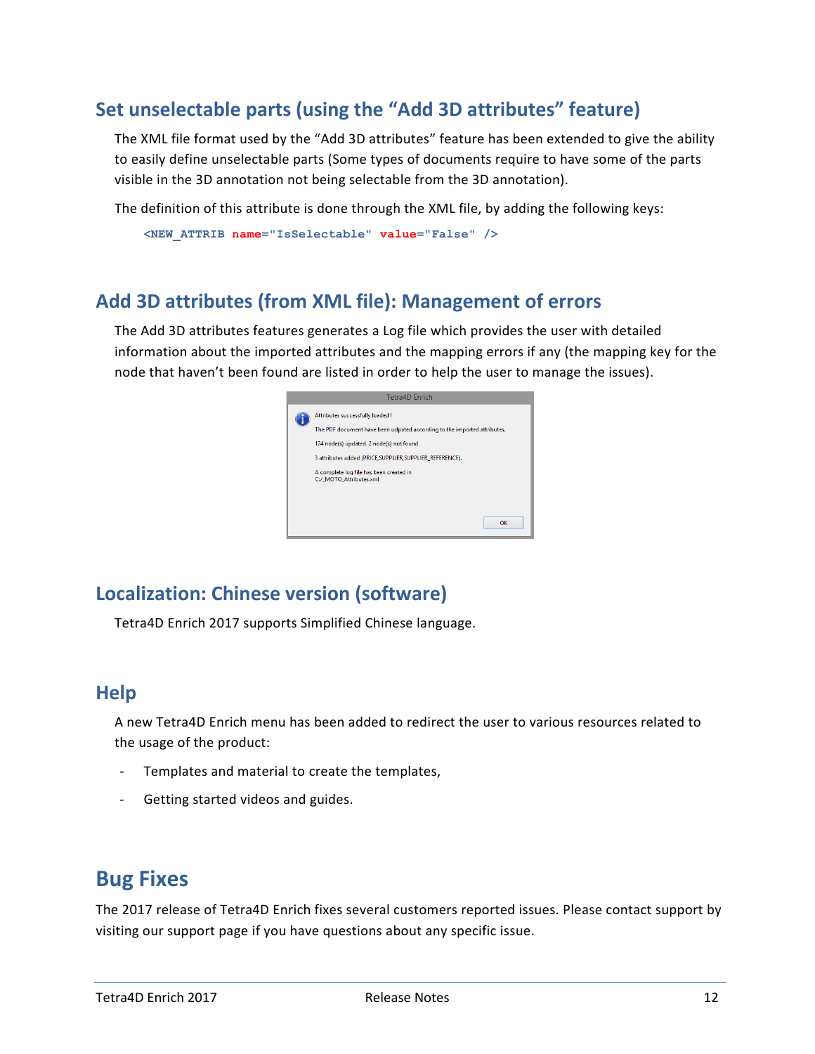## Set unselectable parts (using the “Add 3D attributes” feature)

The XML file format used by the “Add 3D attributes” feature has been extended to give the ability to easily define unselectable parts (Some types of documents require to have some of the parts visible in the 3D annotation not being selectable from the 3D annotation).

The definition of this attribute is done through the XML file, by adding the following keys:

```
<NEW_ATTRIB name="IsSelectable" value="False" />
```

## Add 3D attributes (from XML file): Management of errors

The Add 3D attributes features generates a Log file which provides the user with detailed information about the imported attributes and the mapping errors if any (the mapping key for the node that haven’t been found are listed in order to help the user to manage the issues).

Tetra4D Enrich

Attributes successfully loaded !

The PDF document have been udpated according to the imported attributes.

124 node(s) updated. 2 node(s) not found.

3 attributes added (PRICE,SUPPLIER,SUPPLIER_REFERENCE).

A complete log file has been created in
C:/_MOTO_Attributes.xml

OK

## Localization: Chinese version (software)

Tetra4D Enrich 2017 supports Simplified Chinese language.

## Help

A new Tetra4D Enrich menu has been added to redirect the user to various resources related to the usage of the product:

- Templates and material to create the templates,
- Getting started videos and guides.

# Bug Fixes

The 2017 release of Tetra4D Enrich fixes several customers reported issues. Please contact support by visiting our support page if you have questions about any specific issue.